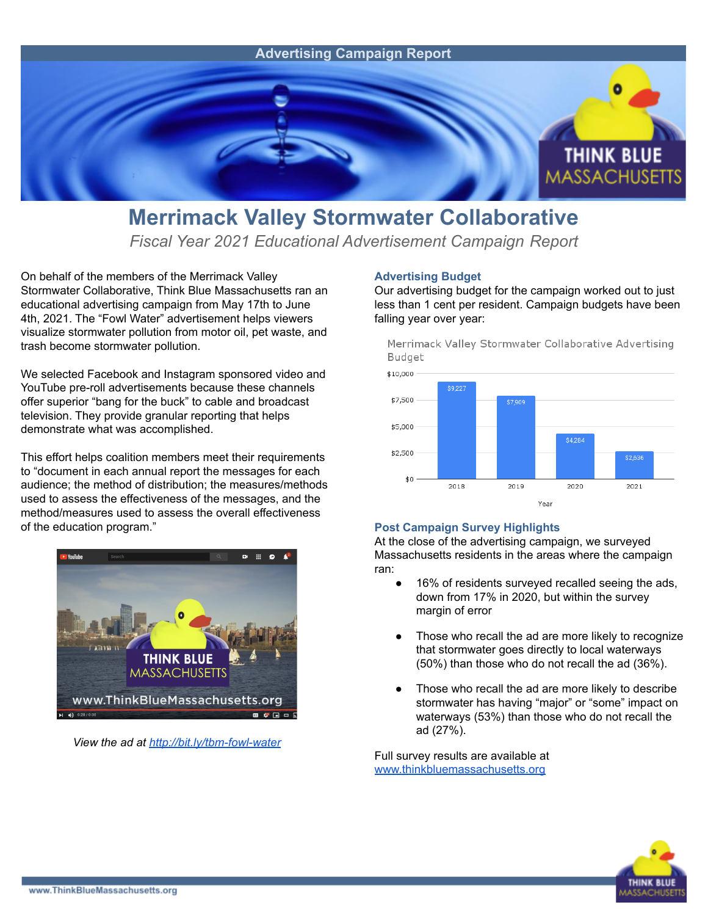Advertising Campaign Report

# Merrimack Valley Stormwater Collaborative

*Fiscal Year 2021 Educational Advertisement Campaign Report*

On behalf of the members of the Merrimack Valley Stormwater Collaborative, Think Blue Massachusetts ran an educational advertising campaign from May 17th to June 4th, 2021. The "Fowl Water" advertisement helps viewers visualize stormwater pollution from motor oil, pet waste, and trash become stormwater pollution.

We selected Facebook and Instagram sponsored video and YouTube pre-roll advertisements because these channels offer superior "bang for the buck" to cable and broadcast television. They provide granular reporting that helps demonstrate what was accomplished.

This effort helps coalition members meet their requirements to "document in each annual report the messages for each audience; the method of distribution; the measures/methods used to assess the effectiveness of the messages, and the method/measures used to assess the overall effectiveness of the education program."

*View the ad at [http://bit.ly/tbm-fowl-water](http://bit.ly/tbm-fowl-water)*

## Advertising Budget

Our advertising budget for the campaign worked out to just less than 1 cent per resident. Campaign budgets have been falling year over year:

Merrimack Valley Stormwater Collaborative Advertising Budget

| Year | Budget |
| --- | --- |
| 2018 | $9,227 |
| 2019 | $7,909 |
| 2020 | $4,264 |
| 2021 | $2,636 |

## Post Campaign Survey Highlights

At the close of the advertising campaign, we surveyed Massachusetts residents in the areas where the campaign ran:

- 16% of residents surveyed recalled seeing the ads, down from 17% in 2020, but within the survey margin of error
- Those who recall the ad are more likely to recognize that stormwater goes directly to local waterways (50%) than those who do not recall the ad (36%).
- Those who recall the ad are more likely to describe stormwater has having "major" or "some" impact on waterways (53%) than those who do not recall the ad (27%).

Full survey results are available at [www.thinkbluemassachusetts.org](http://www.thinkbluemassachusetts.org)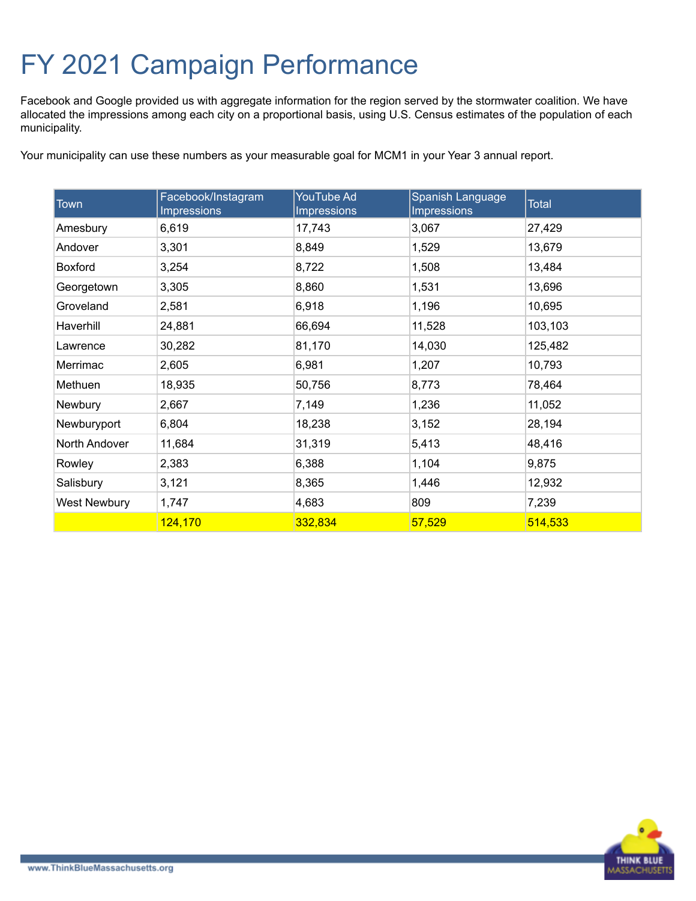# FY 2021 Campaign Performance

Facebook and Google provided us with aggregate information for the region served by the stormwater coalition. We have allocated the impressions among each city on a proportional basis, using U.S. Census estimates of the population of each municipality.

Your municipality can use these numbers as your measurable goal for MCM1 in your Year 3 annual report.

| Town | Facebook/Instagram Impressions | YouTube Ad Impressions | Spanish Language Impressions | Total |
|---|---|---|---|---|
| Amesbury | 6,619 | 17,743 | 3,067 | 27,429 |
| Andover | 3,301 | 8,849 | 1,529 | 13,679 |
| Boxford | 3,254 | 8,722 | 1,508 | 13,484 |
| Georgetown | 3,305 | 8,860 | 1,531 | 13,696 |
| Groveland | 2,581 | 6,918 | 1,196 | 10,695 |
| Haverhill | 24,881 | 66,694 | 11,528 | 103,103 |
| Lawrence | 30,282 | 81,170 | 14,030 | 125,482 |
| Merrimac | 2,605 | 6,981 | 1,207 | 10,793 |
| Methuen | 18,935 | 50,756 | 8,773 | 78,464 |
| Newbury | 2,667 | 7,149 | 1,236 | 11,052 |
| Newburyport | 6,804 | 18,238 | 3,152 | 28,194 |
| North Andover | 11,684 | 31,319 | 5,413 | 48,416 |
| Rowley | 2,383 | 6,388 | 1,104 | 9,875 |
| Salisbury | 3,121 | 8,365 | 1,446 | 12,932 |
| West Newbury | 1,747 | 4,683 | 809 | 7,239 |
| | 124,170 | 332,834 | 57,529 | 514,533 |